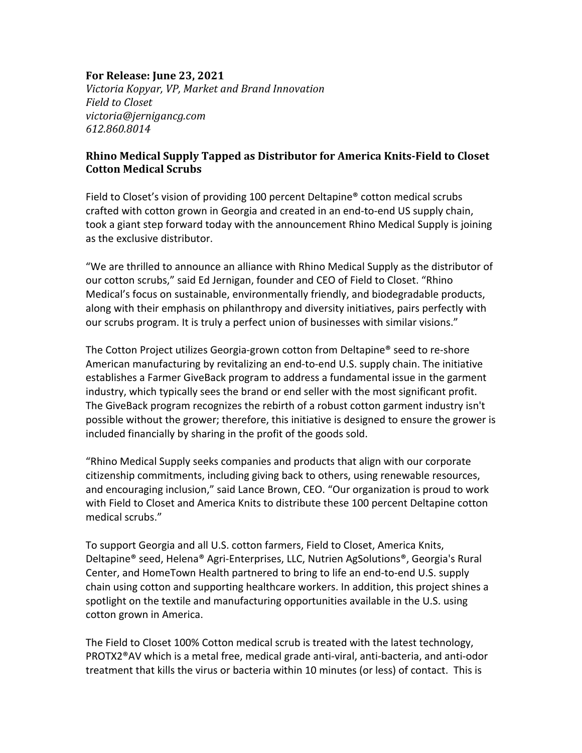**For Release: June 23, 2021**
*Victoria Kopyar, VP, Market and Brand Innovation*
*Field to Closet*
*victoria@jernigancg.com*
*612.860.8014*

## Rhino Medical Supply Tapped as Distributor for America Knits-Field to Closet Cotton Medical Scrubs

Field to Closet's vision of providing 100 percent Deltapine® cotton medical scrubs crafted with cotton grown in Georgia and created in an end-to-end US supply chain, took a giant step forward today with the announcement Rhino Medical Supply is joining as the exclusive distributor.

"We are thrilled to announce an alliance with Rhino Medical Supply as the distributor of our cotton scrubs," said Ed Jernigan, founder and CEO of Field to Closet. "Rhino Medical's focus on sustainable, environmentally friendly, and biodegradable products, along with their emphasis on philanthropy and diversity initiatives, pairs perfectly with our scrubs program. It is truly a perfect union of businesses with similar visions."

The Cotton Project utilizes Georgia-grown cotton from Deltapine® seed to re-shore American manufacturing by revitalizing an end-to-end U.S. supply chain. The initiative establishes a Farmer GiveBack program to address a fundamental issue in the garment industry, which typically sees the brand or end seller with the most significant profit. The GiveBack program recognizes the rebirth of a robust cotton garment industry isn't possible without the grower; therefore, this initiative is designed to ensure the grower is included financially by sharing in the profit of the goods sold.

"Rhino Medical Supply seeks companies and products that align with our corporate citizenship commitments, including giving back to others, using renewable resources, and encouraging inclusion," said Lance Brown, CEO. "Our organization is proud to work with Field to Closet and America Knits to distribute these 100 percent Deltapine cotton medical scrubs."

To support Georgia and all U.S. cotton farmers, Field to Closet, America Knits, Deltapine® seed, Helena® Agri-Enterprises, LLC, Nutrien AgSolutions®, Georgia's Rural Center, and HomeTown Health partnered to bring to life an end-to-end U.S. supply chain using cotton and supporting healthcare workers. In addition, this project shines a spotlight on the textile and manufacturing opportunities available in the U.S. using cotton grown in America.

The Field to Closet 100% Cotton medical scrub is treated with the latest technology, PROTX2®AV which is a metal free, medical grade anti-viral, anti-bacteria, and anti-odor treatment that kills the virus or bacteria within 10 minutes (or less) of contact. This is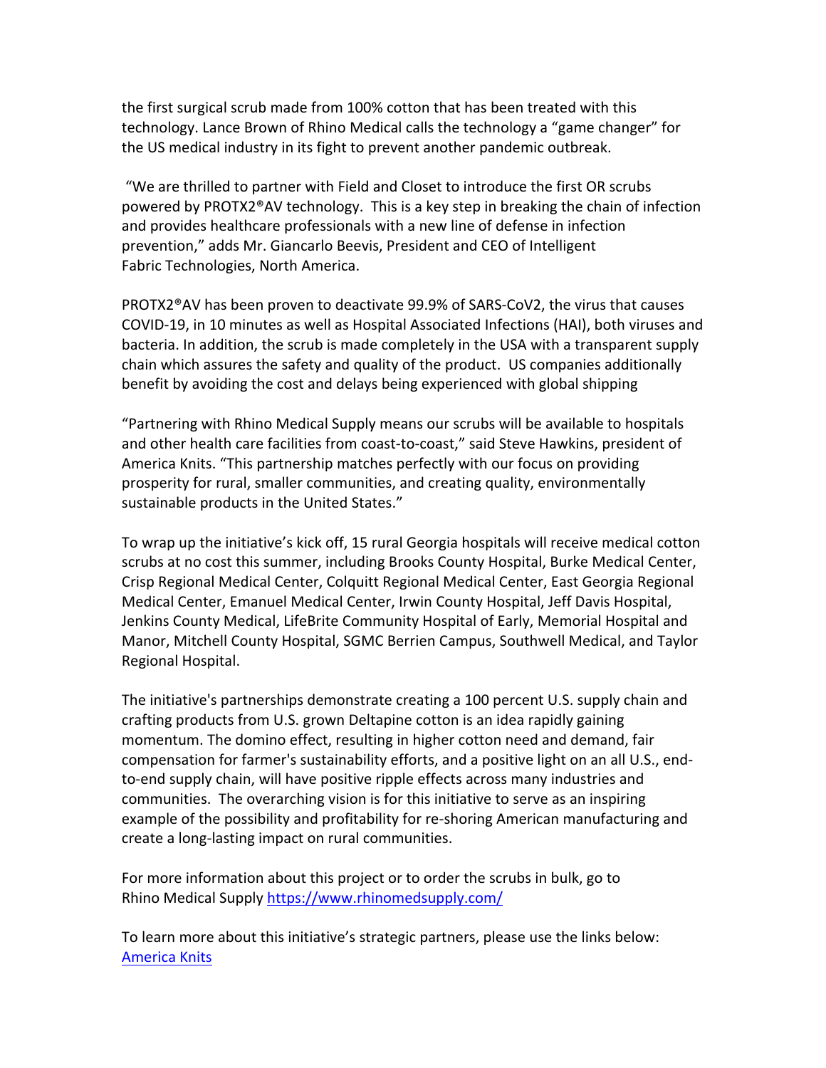the first surgical scrub made from 100% cotton that has been treated with this technology. Lance Brown of Rhino Medical calls the technology a "game changer" for the US medical industry in its fight to prevent another pandemic outbreak.

"We are thrilled to partner with Field and Closet to introduce the first OR scrubs powered by PROTX2®AV technology. This is a key step in breaking the chain of infection and provides healthcare professionals with a new line of defense in infection prevention," adds Mr. Giancarlo Beevis, President and CEO of Intelligent Fabric Technologies, North America.

PROTX2®AV has been proven to deactivate 99.9% of SARS-CoV2, the virus that causes COVID-19, in 10 minutes as well as Hospital Associated Infections (HAI), both viruses and bacteria. In addition, the scrub is made completely in the USA with a transparent supply chain which assures the safety and quality of the product. US companies additionally benefit by avoiding the cost and delays being experienced with global shipping

"Partnering with Rhino Medical Supply means our scrubs will be available to hospitals and other health care facilities from coast-to-coast," said Steve Hawkins, president of America Knits. "This partnership matches perfectly with our focus on providing prosperity for rural, smaller communities, and creating quality, environmentally sustainable products in the United States."

To wrap up the initiative's kick off, 15 rural Georgia hospitals will receive medical cotton scrubs at no cost this summer, including Brooks County Hospital, Burke Medical Center, Crisp Regional Medical Center, Colquitt Regional Medical Center, East Georgia Regional Medical Center, Emanuel Medical Center, Irwin County Hospital, Jeff Davis Hospital, Jenkins County Medical, LifeBrite Community Hospital of Early, Memorial Hospital and Manor, Mitchell County Hospital, SGMC Berrien Campus, Southwell Medical, and Taylor Regional Hospital.

The initiative's partnerships demonstrate creating a 100 percent U.S. supply chain and crafting products from U.S. grown Deltapine cotton is an idea rapidly gaining momentum. The domino effect, resulting in higher cotton need and demand, fair compensation for farmer's sustainability efforts, and a positive light on an all U.S., end-to-end supply chain, will have positive ripple effects across many industries and communities. The overarching vision is for this initiative to serve as an inspiring example of the possibility and profitability for re-shoring American manufacturing and create a long-lasting impact on rural communities.

For more information about this project or to order the scrubs in bulk, go to Rhino Medical Supply https://www.rhinomedsupply.com/

To learn more about this initiative's strategic partners, please use the links below:
America Knits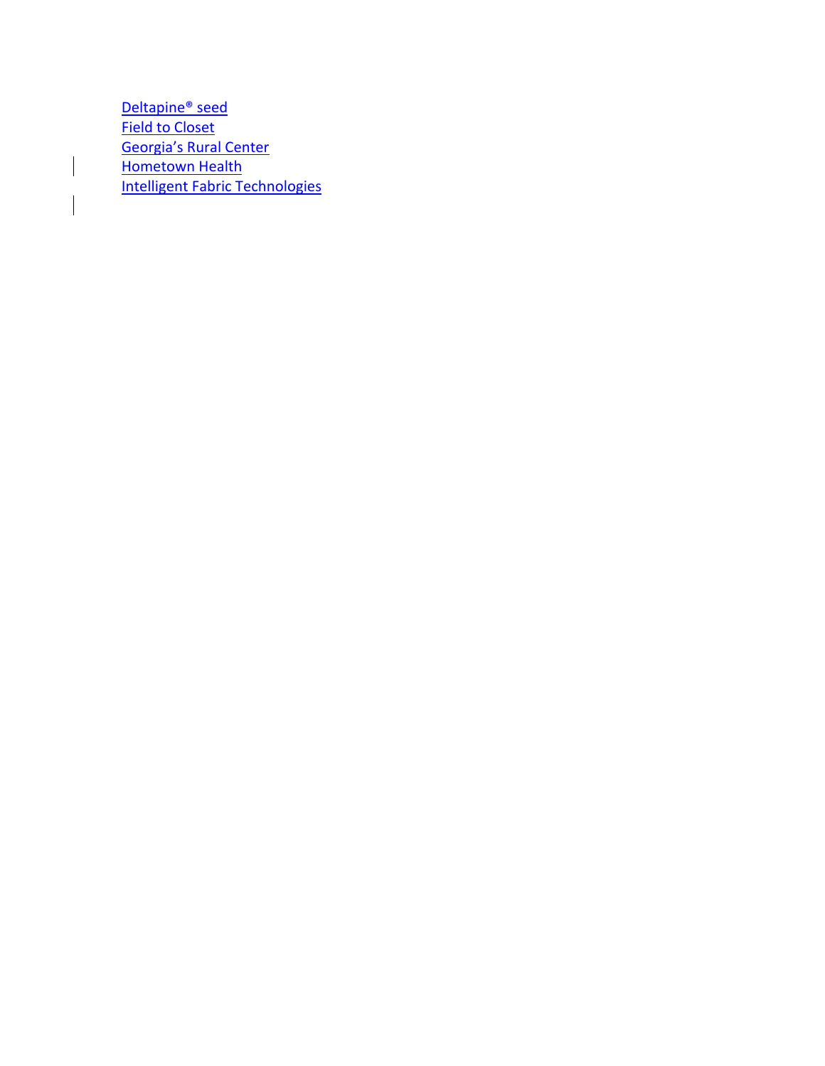Deltapine® seed
Field to Closet
Georgia's Rural Center
Hometown Health
Intelligent Fabric Technologies